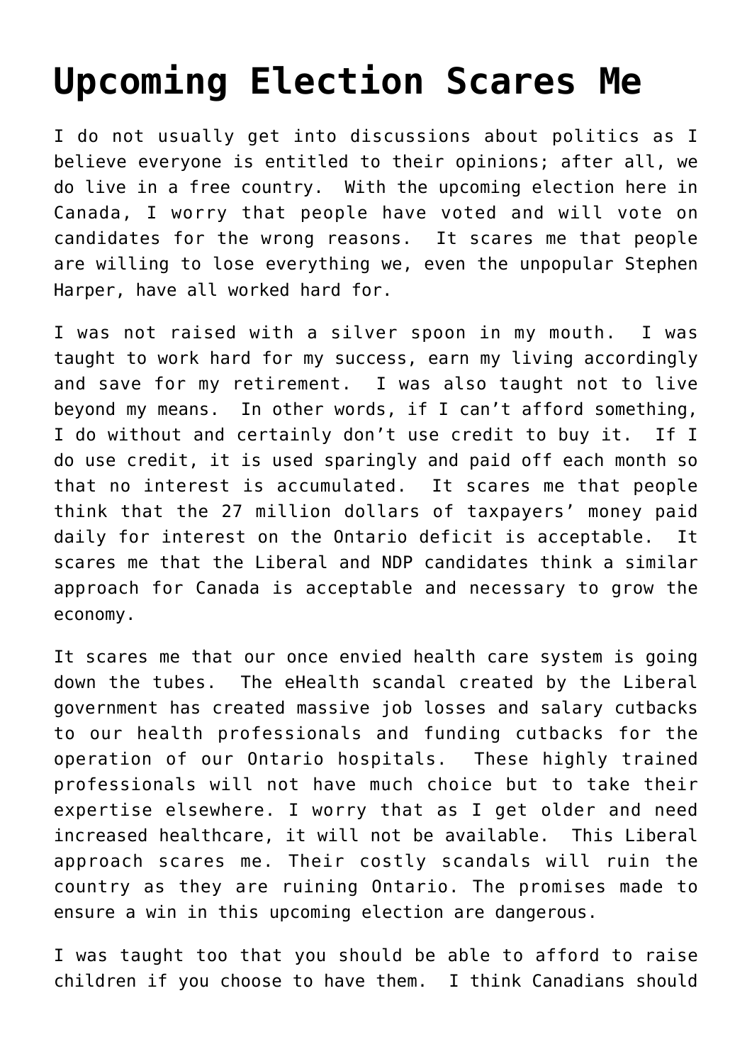# Upcoming Election Scares Me

I do not usually get into discussions about politics as I believe everyone is entitled to their opinions; after all, we do live in a free country. With the upcoming election here in Canada, I worry that people have voted and will vote on candidates for the wrong reasons. It scares me that people are willing to lose everything we, even the unpopular Stephen Harper, have all worked hard for.

I was not raised with a silver spoon in my mouth. I was taught to work hard for my success, earn my living accordingly and save for my retirement. I was also taught not to live beyond my means. In other words, if I can't afford something, I do without and certainly don't use credit to buy it. If I do use credit, it is used sparingly and paid off each month so that no interest is accumulated. It scares me that people think that the 27 million dollars of taxpayers' money paid daily for interest on the Ontario deficit is acceptable. It scares me that the Liberal and NDP candidates think a similar approach for Canada is acceptable and necessary to grow the economy.

It scares me that our once envied health care system is going down the tubes. The eHealth scandal created by the Liberal government has created massive job losses and salary cutbacks to our health professionals and funding cutbacks for the operation of our Ontario hospitals. These highly trained professionals will not have much choice but to take their expertise elsewhere. I worry that as I get older and need increased healthcare, it will not be available. This Liberal approach scares me. Their costly scandals will ruin the country as they are ruining Ontario. The promises made to ensure a win in this upcoming election are dangerous.

I was taught too that you should be able to afford to raise children if you choose to have them. I think Canadians should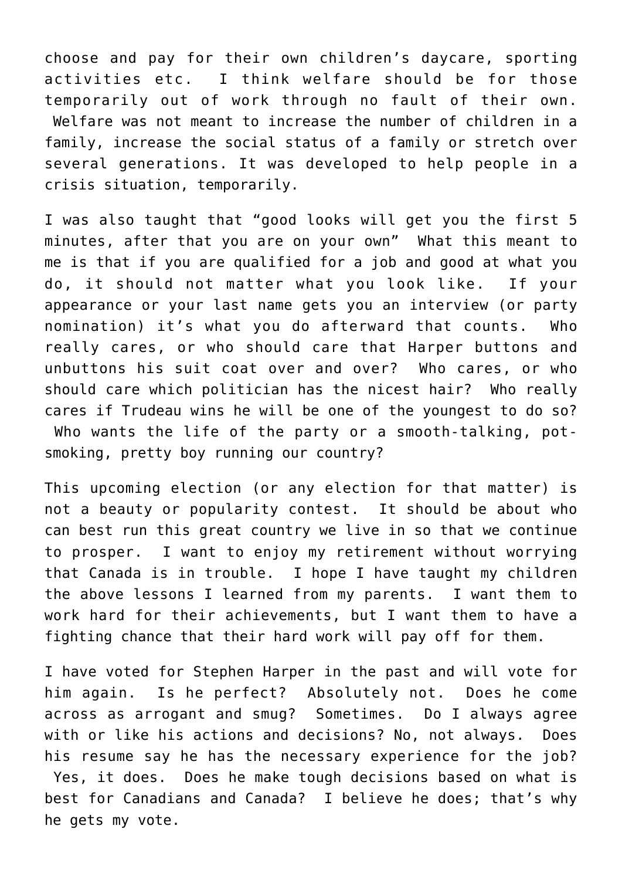choose and pay for their own children's daycare, sporting activities etc. I think welfare should be for those temporarily out of work through no fault of their own. Welfare was not meant to increase the number of children in a family, increase the social status of a family or stretch over several generations. It was developed to help people in a crisis situation, temporarily.

I was also taught that "good looks will get you the first 5 minutes, after that you are on your own" What this meant to me is that if you are qualified for a job and good at what you do, it should not matter what you look like. If your appearance or your last name gets you an interview (or party nomination) it's what you do afterward that counts. Who really cares, or who should care that Harper buttons and unbuttons his suit coat over and over? Who cares, or who should care which politician has the nicest hair? Who really cares if Trudeau wins he will be one of the youngest to do so? Who wants the life of the party or a smooth-talking, pot-smoking, pretty boy running our country?

This upcoming election (or any election for that matter) is not a beauty or popularity contest. It should be about who can best run this great country we live in so that we continue to prosper. I want to enjoy my retirement without worrying that Canada is in trouble. I hope I have taught my children the above lessons I learned from my parents. I want them to work hard for their achievements, but I want them to have a fighting chance that their hard work will pay off for them.

I have voted for Stephen Harper in the past and will vote for him again. Is he perfect? Absolutely not. Does he come across as arrogant and smug? Sometimes. Do I always agree with or like his actions and decisions? No, not always. Does his resume say he has the necessary experience for the job? Yes, it does. Does he make tough decisions based on what is best for Canadians and Canada? I believe he does; that's why he gets my vote.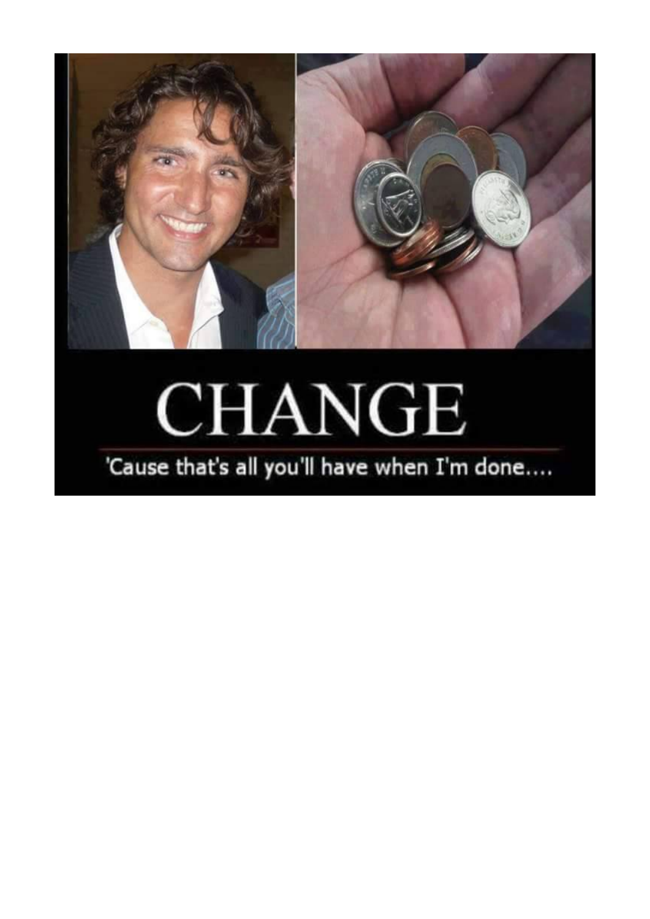CHANGE

'Cause that's all you'll have when I'm done....